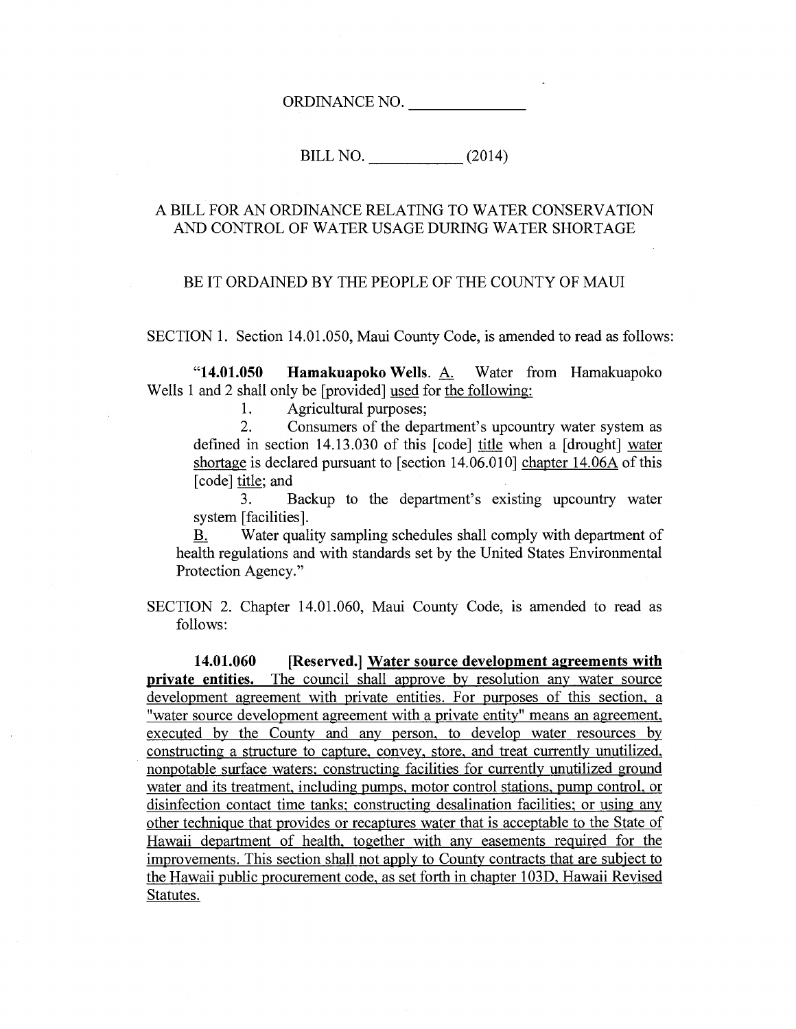ORDINANCE NO. ______________

BILL NO. ____________ (2014)

A BILL FOR AN ORDINANCE RELATING TO WATER CONSERVATION AND CONTROL OF WATER USAGE DURING WATER SHORTAGE

BE IT ORDAINED BY THE PEOPLE OF THE COUNTY OF MAUI

SECTION 1. Section 14.01.050, Maui County Code, is amended to read as follows:

"**14.01.050 Hamakuapoko Wells**. A. Water from Hamakuapoko Wells 1 and 2 shall only be [provided] used for the following:

1. Agricultural purposes;
2. Consumers of the department's upcountry water system as defined in section 14.13.030 of this [code] title when a [drought] water shortage is declared pursuant to [section 14.06.010] chapter 14.06A of this [code] title; and
3. Backup to the department's existing upcountry water system [facilities].

B. Water quality sampling schedules shall comply with department of health regulations and with standards set by the United States Environmental Protection Agency."

SECTION 2. Chapter 14.01.060, Maui County Code, is amended to read as follows:

**14.01.060 [Reserved.] Water source development agreements with private entities.** The council shall approve by resolution any water source development agreement with private entities. For purposes of this section, a "water source development agreement with a private entity" means an agreement, executed by the County and any person, to develop water resources by constructing a structure to capture, convey, store, and treat currently unutilized, nonpotable surface waters; constructing facilities for currently unutilized ground water and its treatment, including pumps, motor control stations, pump control, or disinfection contact time tanks; constructing desalination facilities; or using any other technique that provides or recaptures water that is acceptable to the State of Hawaii department of health, together with any easements required for the improvements. This section shall not apply to County contracts that are subject to the Hawaii public procurement code, as set forth in chapter 103D, Hawaii Revised Statutes.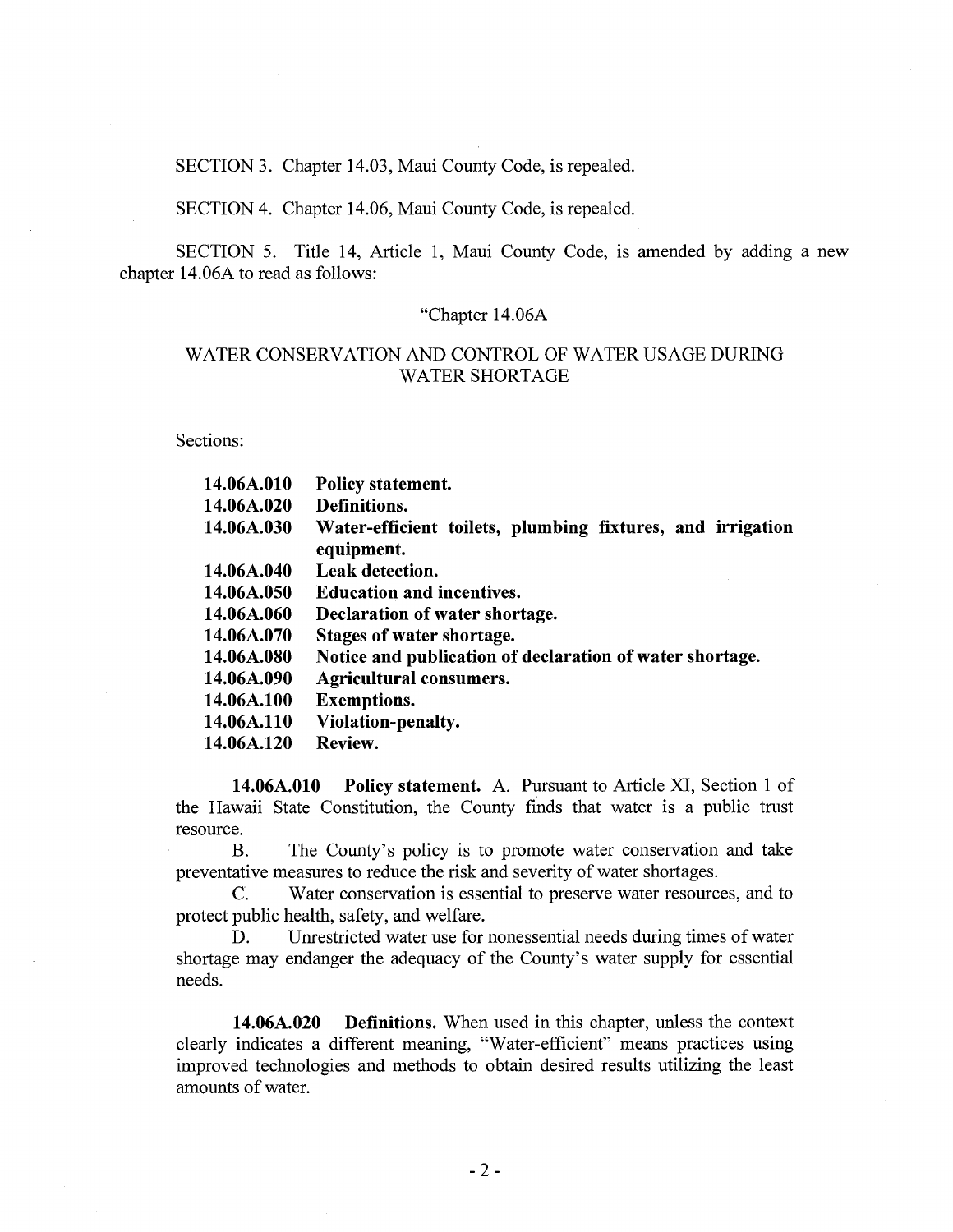SECTION 3. Chapter 14.03, Maui County Code, is repealed.

SECTION 4. Chapter 14.06, Maui County Code, is repealed.

SECTION 5. Title 14, Article 1, Maui County Code, is amended by adding a new chapter 14.06A to read as follows:

"Chapter 14.06A

WATER CONSERVATION AND CONTROL OF WATER USAGE DURING WATER SHORTAGE

Sections:

| | |
|---|---|
| **14.06A.010** | **Policy statement.** |
| **14.06A.020** | **Definitions.** |
| **14.06A.030** | **Water-efficient toilets, plumbing fixtures, and irrigation equipment.** |
| **14.06A.040** | **Leak detection.** |
| **14.06A.050** | **Education and incentives.** |
| **14.06A.060** | **Declaration of water shortage.** |
| **14.06A.070** | **Stages of water shortage.** |
| **14.06A.080** | **Notice and publication of declaration of water shortage.** |
| **14.06A.090** | **Agricultural consumers.** |
| **14.06A.100** | **Exemptions.** |
| **14.06A.110** | **Violation-penalty.** |
| **14.06A.120** | **Review.** |

**14.06A.010 Policy statement.** A. Pursuant to Article XI, Section 1 of the Hawaii State Constitution, the County finds that water is a public trust resource.

B. The County's policy is to promote water conservation and take preventative measures to reduce the risk and severity of water shortages.

C. Water conservation is essential to preserve water resources, and to protect public health, safety, and welfare.

D. Unrestricted water use for nonessential needs during times of water shortage may endanger the adequacy of the County's water supply for essential needs.

**14.06A.020 Definitions.** When used in this chapter, unless the context clearly indicates a different meaning, "Water-efficient" means practices using improved technologies and methods to obtain desired results utilizing the least amounts of water.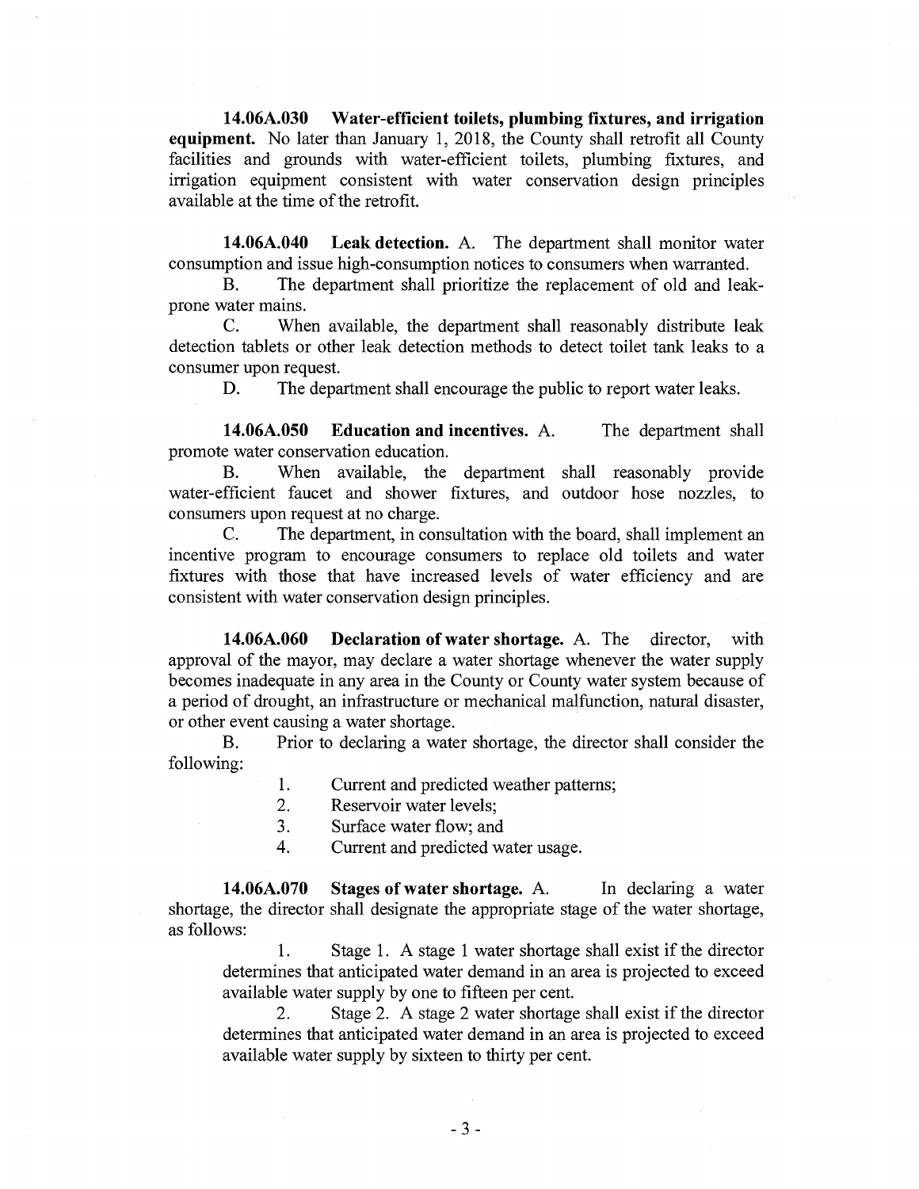**14.06A.030 Water-efficient toilets, plumbing fixtures, and irrigation equipment.** No later than January 1, 2018, the County shall retrofit all County facilities and grounds with water-efficient toilets, plumbing fixtures, and irrigation equipment consistent with water conservation design principles available at the time of the retrofit.

**14.06A.040 Leak detection.** A. The department shall monitor water consumption and issue high-consumption notices to consumers when warranted.

B. The department shall prioritize the replacement of old and leak-prone water mains.

C. When available, the department shall reasonably distribute leak detection tablets or other leak detection methods to detect toilet tank leaks to a consumer upon request.

D. The department shall encourage the public to report water leaks.

**14.06A.050 Education and incentives.** A. The department shall promote water conservation education.

B. When available, the department shall reasonably provide water-efficient faucet and shower fixtures, and outdoor hose nozzles, to consumers upon request at no charge.

C. The department, in consultation with the board, shall implement an incentive program to encourage consumers to replace old toilets and water fixtures with those that have increased levels of water efficiency and are consistent with water conservation design principles.

**14.06A.060 Declaration of water shortage.** A. The director, with approval of the mayor, may declare a water shortage whenever the water supply becomes inadequate in any area in the County or County water system because of a period of drought, an infrastructure or mechanical malfunction, natural disaster, or other event causing a water shortage.

B. Prior to declaring a water shortage, the director shall consider the following:

1. Current and predicted weather patterns;
2. Reservoir water levels;
3. Surface water flow; and
4. Current and predicted water usage.

**14.06A.070 Stages of water shortage.** A. In declaring a water shortage, the director shall designate the appropriate stage of the water shortage, as follows:

1. Stage 1. A stage 1 water shortage shall exist if the director determines that anticipated water demand in an area is projected to exceed available water supply by one to fifteen per cent.

2. Stage 2. A stage 2 water shortage shall exist if the director determines that anticipated water demand in an area is projected to exceed available water supply by sixteen to thirty per cent.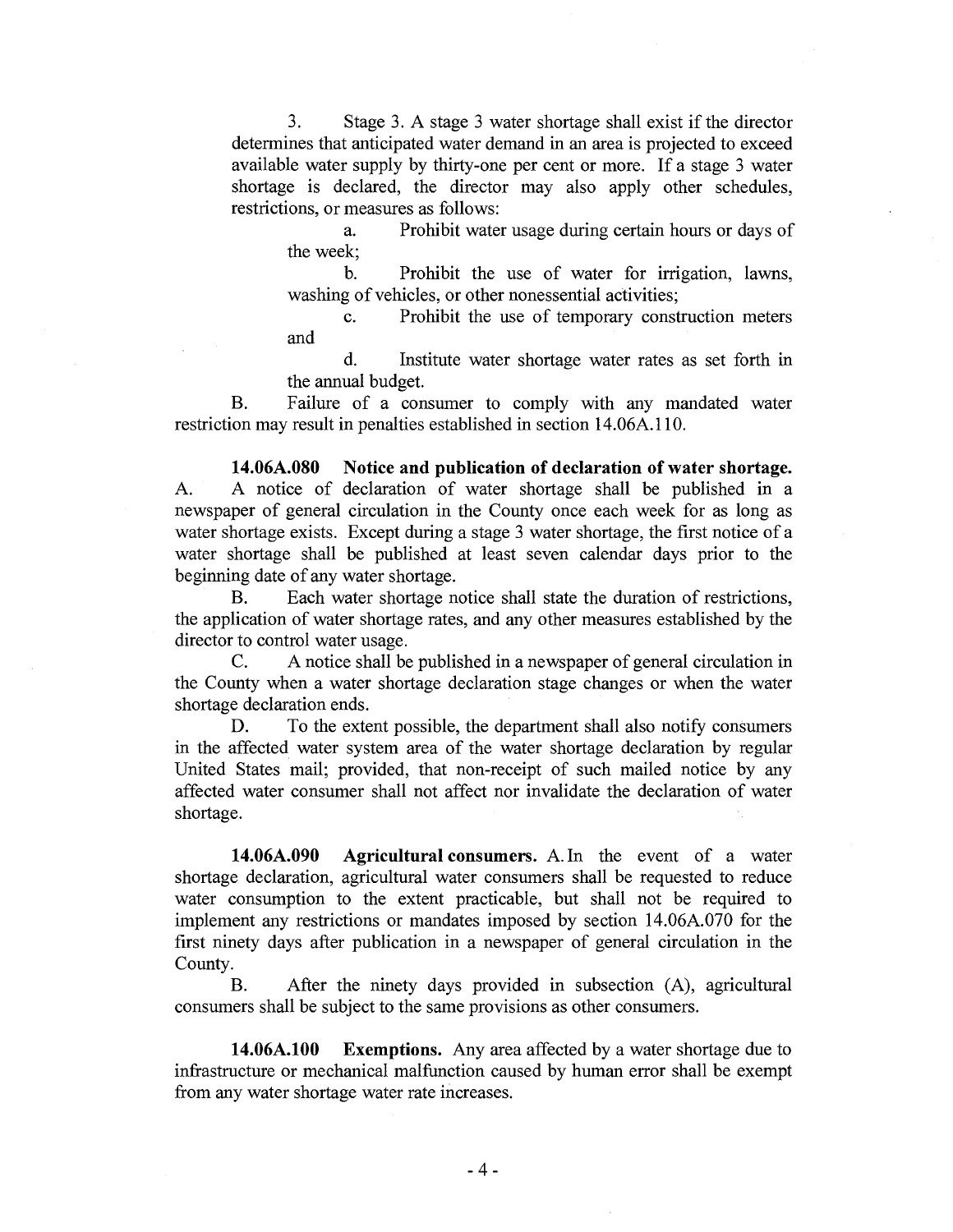3. Stage 3. A stage 3 water shortage shall exist if the director determines that anticipated water demand in an area is projected to exceed available water supply by thirty-one per cent or more. If a stage 3 water shortage is declared, the director may also apply other schedules, restrictions, or measures as follows:

a. Prohibit water usage during certain hours or days of the week;

b. Prohibit the use of water for irrigation, lawns, washing of vehicles, or other nonessential activities;

c. Prohibit the use of temporary construction meters and

d. Institute water shortage water rates as set forth in the annual budget.

B. Failure of a consumer to comply with any mandated water restriction may result in penalties established in section 14.06A.110.

**14.06A.080 Notice and publication of declaration of water shortage.**

A. A notice of declaration of water shortage shall be published in a newspaper of general circulation in the County once each week for as long as water shortage exists. Except during a stage 3 water shortage, the first notice of a water shortage shall be published at least seven calendar days prior to the beginning date of any water shortage.

B. Each water shortage notice shall state the duration of restrictions, the application of water shortage rates, and any other measures established by the director to control water usage.

C. A notice shall be published in a newspaper of general circulation in the County when a water shortage declaration stage changes or when the water shortage declaration ends.

D. To the extent possible, the department shall also notify consumers in the affected water system area of the water shortage declaration by regular United States mail; provided, that non-receipt of such mailed notice by any affected water consumer shall not affect nor invalidate the declaration of water shortage.

**14.06A.090 Agricultural consumers.** A. In the event of a water shortage declaration, agricultural water consumers shall be requested to reduce water consumption to the extent practicable, but shall not be required to implement any restrictions or mandates imposed by section 14.06A.070 for the first ninety days after publication in a newspaper of general circulation in the County.

B. After the ninety days provided in subsection (A), agricultural consumers shall be subject to the same provisions as other consumers.

**14.06A.100 Exemptions.** Any area affected by a water shortage due to infrastructure or mechanical malfunction caused by human error shall be exempt from any water shortage water rate increases.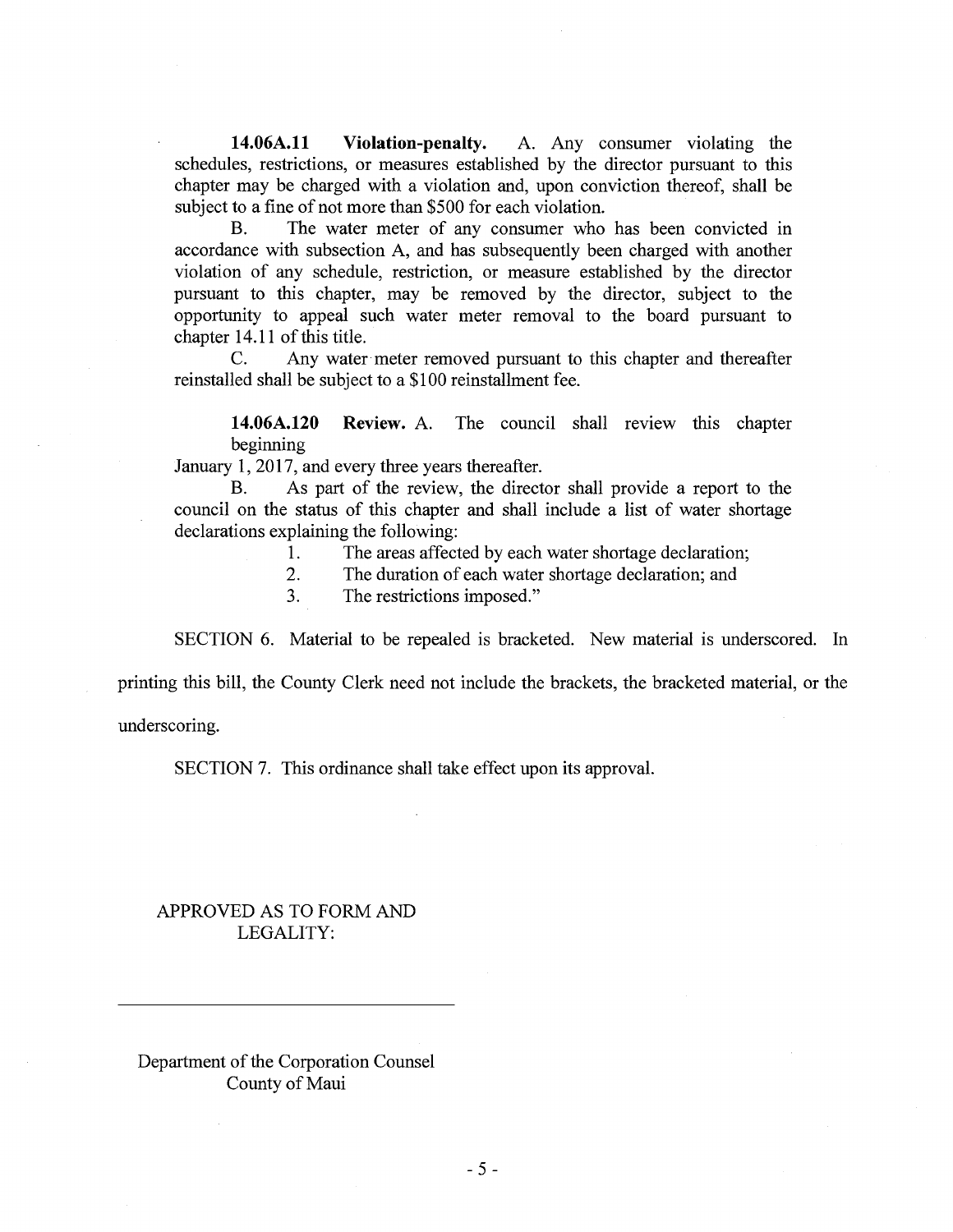**14.06A.11 Violation-penalty.** A. Any consumer violating the schedules, restrictions, or measures established by the director pursuant to this chapter may be charged with a violation and, upon conviction thereof, shall be subject to a fine of not more than $500 for each violation.

B. The water meter of any consumer who has been convicted in accordance with subsection A, and has subsequently been charged with another violation of any schedule, restriction, or measure established by the director pursuant to this chapter, may be removed by the director, subject to the opportunity to appeal such water meter removal to the board pursuant to chapter 14.11 of this title.

C. Any water meter removed pursuant to this chapter and thereafter reinstalled shall be subject to a $100 reinstallment fee.

**14.06A.120 Review.** A. The council shall review this chapter beginning January 1, 2017, and every three years thereafter.

B. As part of the review, the director shall provide a report to the council on the status of this chapter and shall include a list of water shortage declarations explaining the following:

1. The areas affected by each water shortage declaration;
2. The duration of each water shortage declaration; and
3. The restrictions imposed."

SECTION 6. Material to be repealed is bracketed. New material is underscored. In printing this bill, the County Clerk need not include the brackets, the bracketed material, or the underscoring.

SECTION 7. This ordinance shall take effect upon its approval.

APPROVED AS TO FORM AND LEGALITY:

\_\_\_\_\_\_\_\_\_\_\_\_\_\_\_\_\_\_\_\_\_\_\_\_\_\_\_\_\_\_\_\_\_\_\_\_

Department of the Corporation Counsel
County of Maui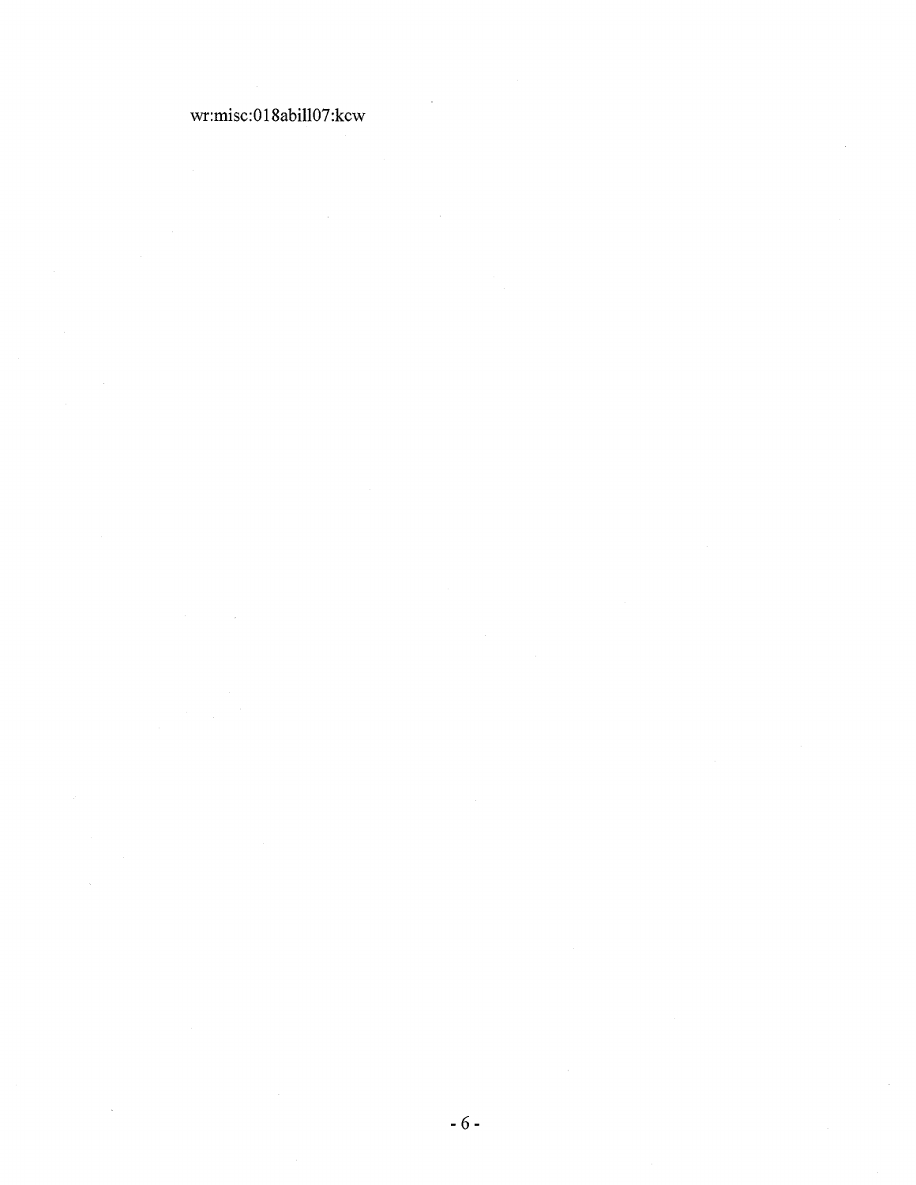wr:misc:018abill07:kcw